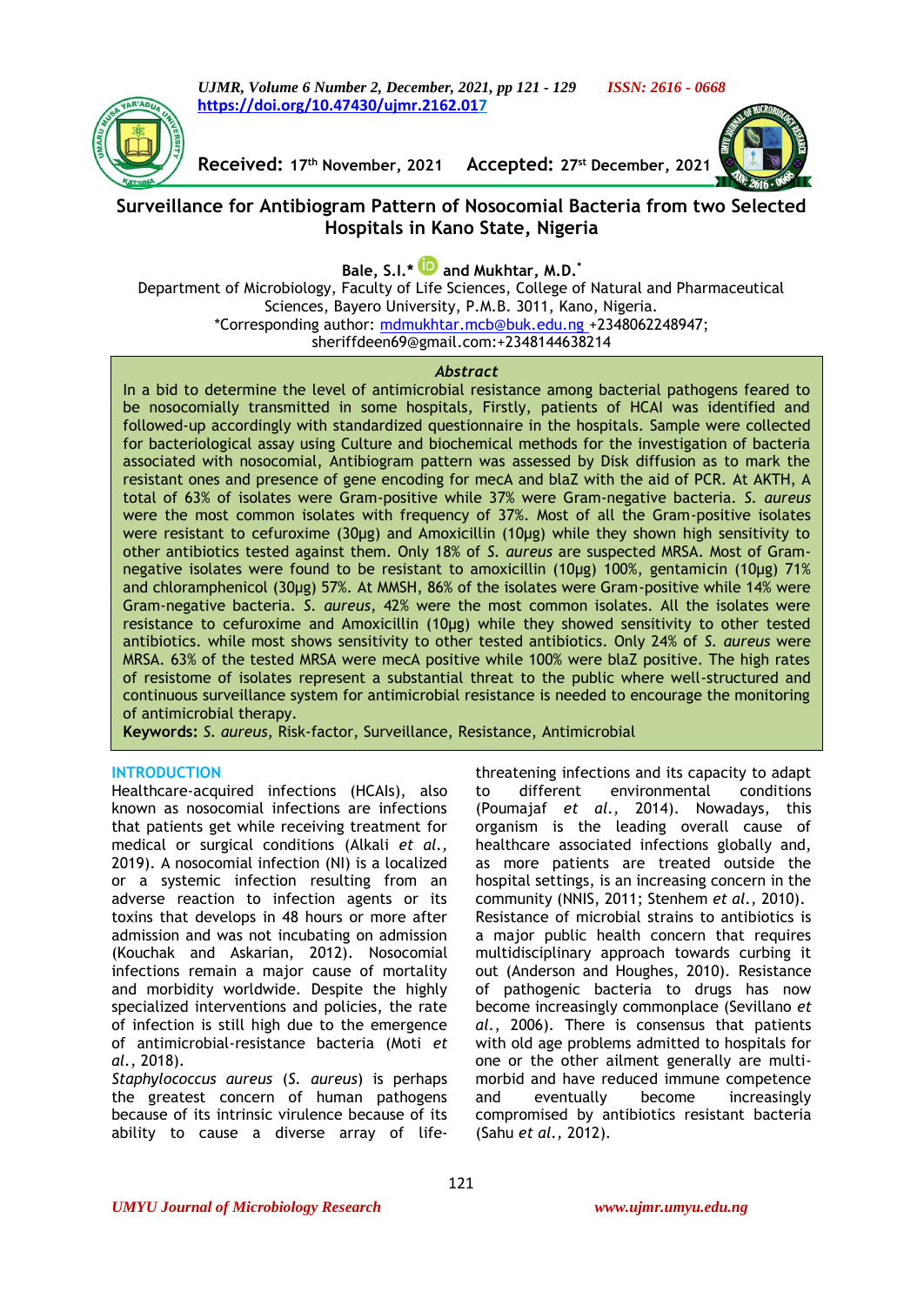Received: 17th November, 2021 Accepted: 27st December, 2021

# Surveillance for Antibiogram Pattern of Nosocomial Bacteria from two Selected Hospitals in Kano State, Nigeria

**Bale, S.I.* and Mukhtar, M.D.***

Department of Microbiology, Faculty of Life Sciences, College of Natural and Pharmaceutical Sciences, Bayero University, P.M.B. 3011, Kano, Nigeria.
*Corresponding author: mdmukhtar.mcb@buk.edu.ng +2348062248947; sheriffdeen69@gmail.com:+2348144638214

### *Abstract*

In a bid to determine the level of antimicrobial resistance among bacterial pathogens feared to be nosocomially transmitted in some hospitals, Firstly, patients of HCAI was identified and followed-up accordingly with standardized questionnaire in the hospitals. Sample were collected for bacteriological assay using Culture and biochemical methods for the investigation of bacteria associated with nosocomial, Antibiogram pattern was assessed by Disk diffusion as to mark the resistant ones and presence of gene encoding for mecA and blaZ with the aid of PCR. At AKTH, A total of 63% of isolates were Gram-positive while 37% were Gram-negative bacteria. *S. aureus* were the most common isolates with frequency of 37%. Most of all the Gram-positive isolates were resistant to cefuroxime (30µg) and Amoxicillin (10µg) while they shown high sensitivity to other antibiotics tested against them. Only 18% of *S. aureus* are suspected MRSA. Most of Gram-negative isolates were found to be resistant to amoxicillin (10µg) 100%, gentamicin (10µg) 71% and chloramphenicol (30µg) 57%. At MMSH, 86% of the isolates were Gram-positive while 14% were Gram-negative bacteria. *S. aureus*, 42% were the most common isolates. All the isolates were resistance to cefuroxime and Amoxicillin (10µg) while they showed sensitivity to other tested antibiotics. while most shows sensitivity to other tested antibiotics. Only 24% of *S. aureus* were MRSA. 63% of the tested MRSA were mecA positive while 100% were blaZ positive. The high rates of resistome of isolates represent a substantial threat to the public where well-structured and continuous surveillance system for antimicrobial resistance is needed to encourage the monitoring of antimicrobial therapy.

**Keywords:** *S. aureus*, Risk-factor, Surveillance, Resistance, Antimicrobial

## INTRODUCTION

Healthcare-acquired infections (HCAIs), also known as nosocomial infections are infections that patients get while receiving treatment for medical or surgical conditions (Alkali *et al.*, 2019). A nosocomial infection (NI) is a localized or a systemic infection resulting from an adverse reaction to infection agents or its toxins that develops in 48 hours or more after admission and was not incubating on admission (Kouchak and Askarian, 2012). Nosocomial infections remain a major cause of mortality and morbidity worldwide. Despite the highly specialized interventions and policies, the rate of infection is still high due to the emergence of antimicrobial-resistance bacteria (Moti *et al.*, 2018).

*Staphylococcus aureus* (*S. aureus*) is perhaps the greatest concern of human pathogens because of its intrinsic virulence because of its ability to cause a diverse array of life-threatening infections and its capacity to adapt to different environmental conditions (Poumajaf *et al.*, 2014). Nowadays, this organism is the leading overall cause of healthcare associated infections globally and, as more patients are treated outside the hospital settings, is an increasing concern in the community (NNIS, 2011; Stenhem *et al.*, 2010). Resistance of microbial strains to antibiotics is a major public health concern that requires multidisciplinary approach towards curbing it out (Anderson and Houghes, 2010). Resistance of pathogenic bacteria to drugs has now become increasingly commonplace (Sevillano *et al.*, 2006). There is consensus that patients with old age problems admitted to hospitals for one or the other ailment generally are multi-morbid and have reduced immune competence and eventually become increasingly compromised by antibiotics resistant bacteria (Sahu *et al.*, 2012).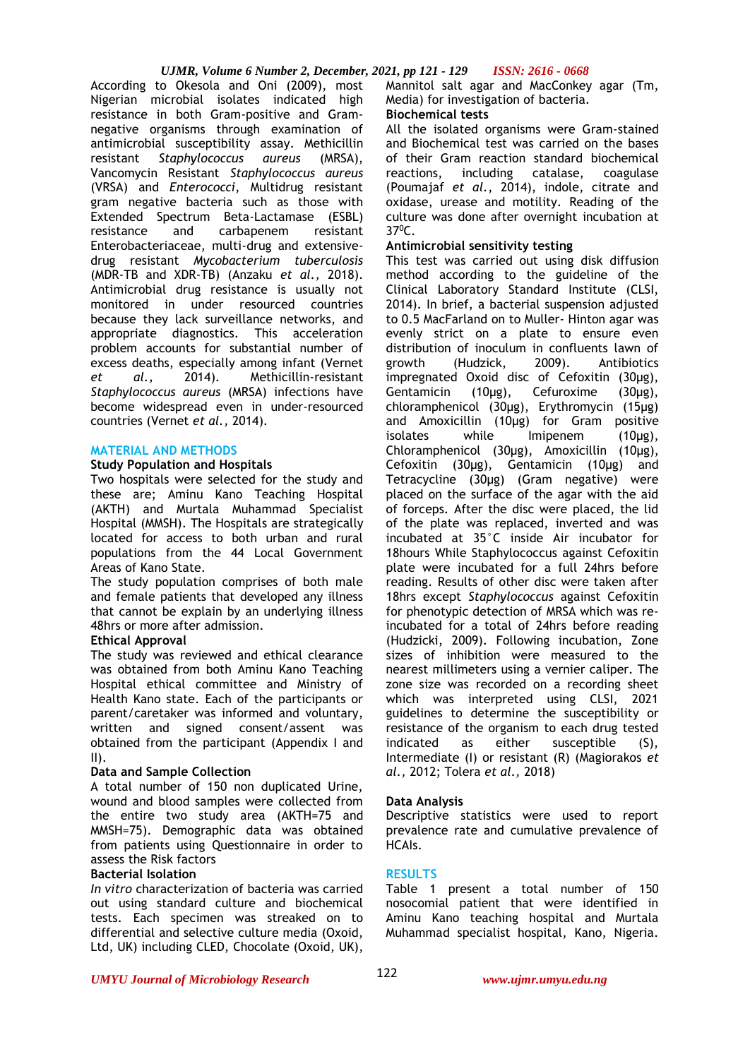According to Okesola and Oni (2009), most Nigerian microbial isolates indicated high resistance in both Gram-positive and Gram-negative organisms through examination of antimicrobial susceptibility assay. Methicillin resistant *Staphylococcus aureus* (MRSA), Vancomycin Resistant *Staphylococcus aureus* (VRSA) and *Enterococci*, Multidrug resistant gram negative bacteria such as those with Extended Spectrum Beta-Lactamase (ESBL) resistance and carbapenem resistant Enterobacteriaceae, multi-drug and extensive-drug resistant *Mycobacterium tuberculosis* (MDR-TB and XDR-TB) (Anzaku *et al.,* 2018). Antimicrobial drug resistance is usually not monitored in under resourced countries because they lack surveillance networks, and appropriate diagnostics. This acceleration problem accounts for substantial number of excess deaths, especially among infant (Vernet *et al.,* 2014). Methicillin-resistant *Staphylococcus aureus* (MRSA) infections have become widespread even in under-resourced countries (Vernet *et al.,* 2014).

## MATERIAL AND METHODS

### Study Population and Hospitals

Two hospitals were selected for the study and these are; Aminu Kano Teaching Hospital (AKTH) and Murtala Muhammad Specialist Hospital (MMSH). The Hospitals are strategically located for access to both urban and rural populations from the 44 Local Government Areas of Kano State.

The study population comprises of both male and female patients that developed any illness that cannot be explain by an underlying illness 48hrs or more after admission.

### Ethical Approval

The study was reviewed and ethical clearance was obtained from both Aminu Kano Teaching Hospital ethical committee and Ministry of Health Kano state. Each of the participants or parent/caretaker was informed and voluntary, written and signed consent/assent was obtained from the participant (Appendix I and II).

### Data and Sample Collection

A total number of 150 non duplicated Urine, wound and blood samples were collected from the entire two study area (AKTH=75 and MMSH=75). Demographic data was obtained from patients using Questionnaire in order to assess the Risk factors

### Bacterial Isolation

*In vitro* characterization of bacteria was carried out using standard culture and biochemical tests. Each specimen was streaked on to differential and selective culture media (Oxoid, Ltd, UK) including CLED, Chocolate (Oxoid, UK), Mannitol salt agar and MacConkey agar (Tm, Media) for investigation of bacteria.

### Biochemical tests

All the isolated organisms were Gram-stained and Biochemical test was carried on the bases of their Gram reaction standard biochemical reactions, including catalase, coagulase (Poumajaf *et al.*, 2014), indole, citrate and oxidase, urease and motility. Reading of the culture was done after overnight incubation at $37^{0}$C.

### Antimicrobial sensitivity testing

This test was carried out using disk diffusion method according to the guideline of the Clinical Laboratory Standard Institute (CLSI, 2014). In brief, a bacterial suspension adjusted to 0.5 MacFarland on to Muller- Hinton agar was evenly strict on a plate to ensure even distribution of inoculum in confluents lawn of growth (Hudzick, 2009). Antibiotics impregnated Oxoid disc of Cefoxitin (30µg), Gentamicin (10µg), Cefuroxime (30µg), chloramphenicol (30µg), Erythromycin (15µg) and Amoxicillin (10µg) for Gram positive isolates while Imipenem (10µg), Chloramphenicol (30µg), Amoxicillin (10µg), Cefoxitin (30µg), Gentamicin (10µg) and Tetracycline (30µg) (Gram negative) were placed on the surface of the agar with the aid of forceps. After the disc were placed, the lid of the plate was replaced, inverted and was incubated at 35°C inside Air incubator for 18hours While Staphylococcus against Cefoxitin plate were incubated for a full 24hrs before reading. Results of other disc were taken after 18hrs except *Staphylococcus* against Cefoxitin for phenotypic detection of MRSA which was re-incubated for a total of 24hrs before reading (Hudzicki, 2009). Following incubation, Zone sizes of inhibition were measured to the nearest millimeters using a vernier caliper. The zone size was recorded on a recording sheet which was interpreted using CLSI, 2021 guidelines to determine the susceptibility or resistance of the organism to each drug tested indicated as either susceptible (S), Intermediate (I) or resistant (R) (Magiorakos *et al.,* 2012; Tolera *et al.,* 2018)

### Data Analysis

Descriptive statistics were used to report prevalence rate and cumulative prevalence of HCAIs.

## RESULTS

Table 1 present a total number of 150 nosocomial patient that were identified in Aminu Kano teaching hospital and Murtala Muhammad specialist hospital, Kano, Nigeria.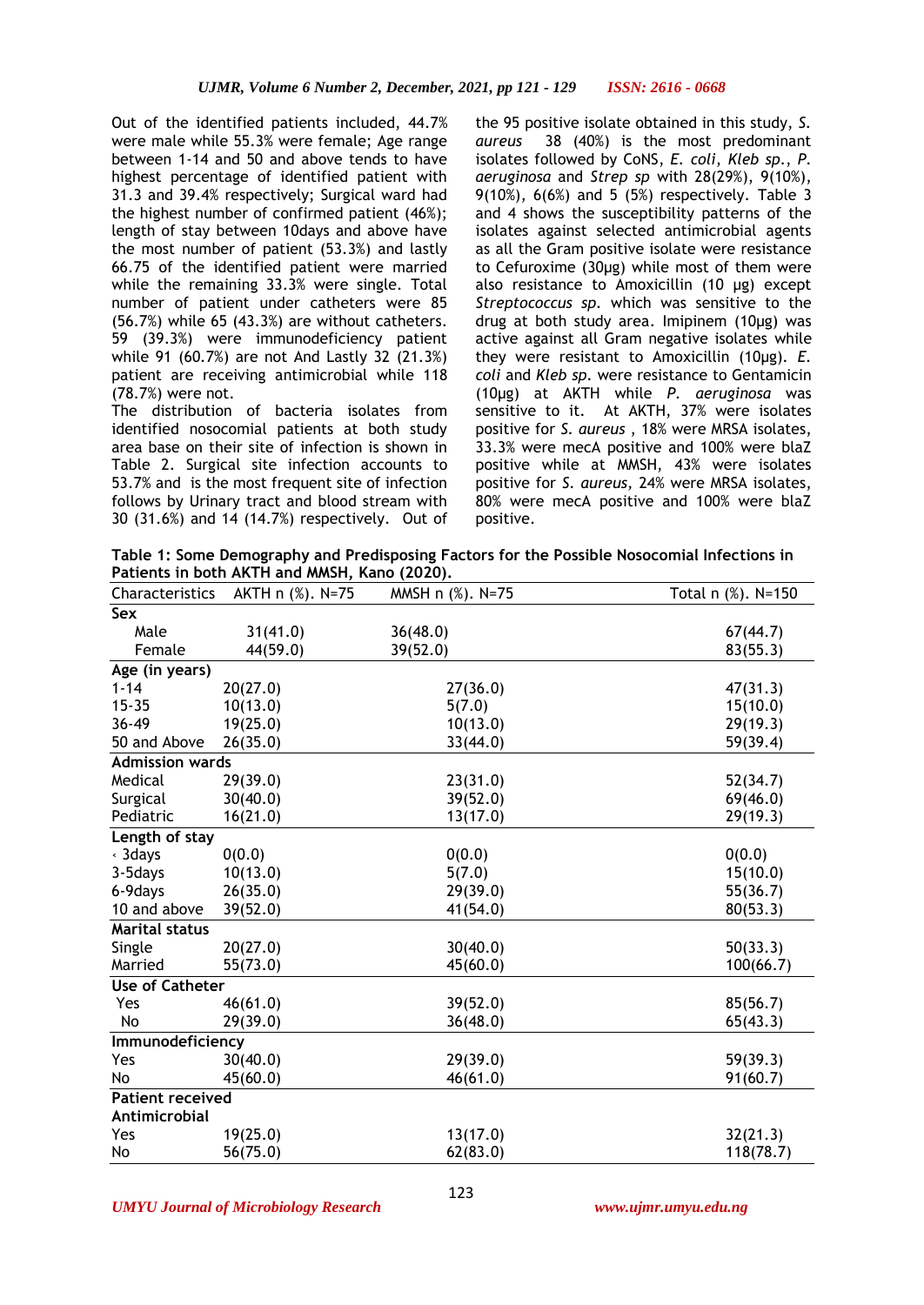Out of the identified patients included, 44.7% were male while 55.3% were female; Age range between 1-14 and 50 and above tends to have highest percentage of identified patient with 31.3 and 39.4% respectively; Surgical ward had the highest number of confirmed patient (46%); length of stay between 10days and above have the most number of patient (53.3%) and lastly 66.75 of the identified patient were married while the remaining 33.3% were single. Total number of patient under catheters were 85 (56.7%) while 65 (43.3%) are without catheters. 59 (39.3%) were immunodeficiency patient while 91 (60.7%) are not And Lastly 32 (21.3%) patient are receiving antimicrobial while 118 (78.7%) were not.

The distribution of bacteria isolates from identified nosocomial patients at both study area base on their site of infection is shown in Table 2. Surgical site infection accounts to 53.7% and is the most frequent site of infection follows by Urinary tract and blood stream with 30 (31.6%) and 14 (14.7%) respectively. Out of the 95 positive isolate obtained in this study, *S. aureus* 38 (40%) is the most predominant isolates followed by CoNS, *E. coli*, *Kleb sp.*, *P. aeruginosa* and *Strep sp* with 28(29%), 9(10%), 9(10%), 6(6%) and 5 (5%) respectively. Table 3 and 4 shows the susceptibility patterns of the isolates against selected antimicrobial agents as all the Gram positive isolate were resistance to Cefuroxime (30µg) while most of them were also resistance to Amoxicillin (10 µg) except *Streptococcus sp.* which was sensitive to the drug at both study area. Imipinem (10µg) was active against all Gram negative isolates while they were resistant to Amoxicillin (10µg). *E. coli* and *Kleb sp.* were resistance to Gentamicin (10µg) at AKTH while *P. aeruginosa* was sensitive to it. At AKTH, 37% were isolates positive for *S. aureus* , 18% were MRSA isolates, 33.3% were mecA positive and 100% were blaZ positive while at MMSH, 43% were isolates positive for *S. aureus*, 24% were MRSA isolates, 80% were mecA positive and 100% were blaZ positive.

**Table 1: Some Demography and Predisposing Factors for the Possible Nosocomial Infections in Patients in both AKTH and MMSH, Kano (2020).**

| Characteristics | AKTH n (%). N=75 | MMSH n (%). N=75 | Total n (%). N=150 |
|---|---|---|---|
| **Sex** | | | |
| Male | 31(41.0) | 36(48.0) | 67(44.7) |
| Female | 44(59.0) | 39(52.0) | 83(55.3) |
| **Age (in years)** | | | |
| 1-14 | 20(27.0) | 27(36.0) | 47(31.3) |
| 15-35 | 10(13.0) | 5(7.0) | 15(10.0) |
| 36-49 | 19(25.0) | 10(13.0) | 29(19.3) |
| 50 and Above | 26(35.0) | 33(44.0) | 59(39.4) |
| **Admission wards** | | | |
| Medical | 29(39.0) | 23(31.0) | 52(34.7) |
| Surgical | 30(40.0) | 39(52.0) | 69(46.0) |
| Pediatric | 16(21.0) | 13(17.0) | 29(19.3) |
| **Length of stay** | | | |
| ‹ 3days | 0(0.0) | 0(0.0) | 0(0.0) |
| 3-5days | 10(13.0) | 5(7.0) | 15(10.0) |
| 6-9days | 26(35.0) | 29(39.0) | 55(36.7) |
| 10 and above | 39(52.0) | 41(54.0) | 80(53.3) |
| **Marital status** | | | |
| Single | 20(27.0) | 30(40.0) | 50(33.3) |
| Married | 55(73.0) | 45(60.0) | 100(66.7) |
| **Use of Catheter** | | | |
| Yes | 46(61.0) | 39(52.0) | 85(56.7) |
| No | 29(39.0) | 36(48.0) | 65(43.3) |
| **Immunodeficiency** | | | |
| Yes | 30(40.0) | 29(39.0) | 59(39.3) |
| No | 45(60.0) | 46(61.0) | 91(60.7) |
| **Patient received Antimicrobial** | | | |
| Yes | 19(25.0) | 13(17.0) | 32(21.3) |
| No | 56(75.0) | 62(83.0) | 118(78.7) |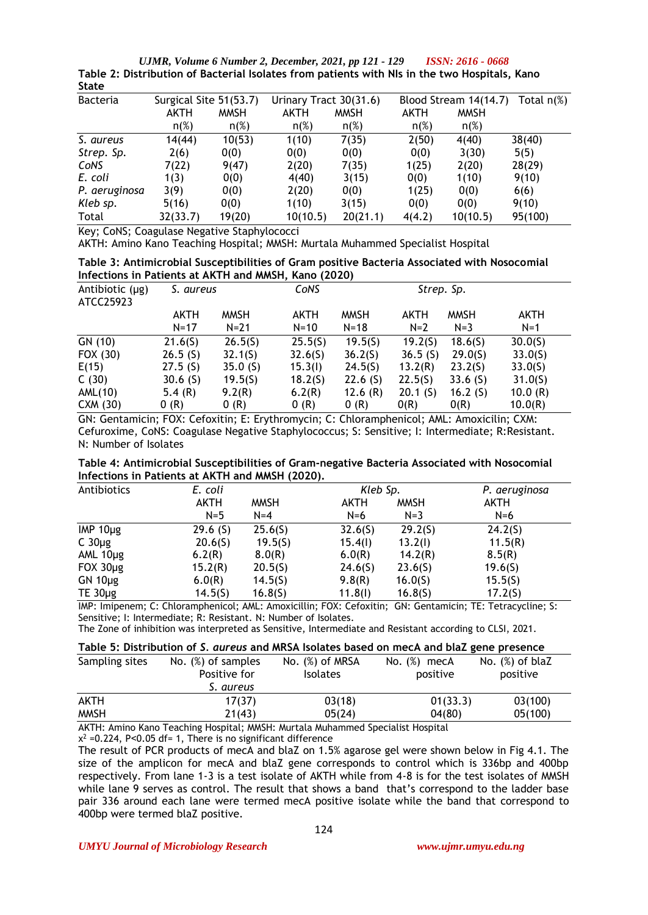**Table 2: Distribution of Bacterial Isolates from patients with NIs in the two Hospitals, Kano State**

| Bacteria | Surgical Site 51(53.7) | | Urinary Tract 30(31.6) | | Blood Stream 14(14.7) | | Total n(%) |
|---|---|---|---|---|---|---|---|
| | AKTH n(%) | MMSH n(%) | AKTH n(%) | MMSH n(%) | AKTH n(%) | MMSH n(%) | |
| *S. aureus* | 14(44) | 10(53) | 1(10) | 7(35) | 2(50) | 4(40) | 38(40) |
| *Strep. Sp.* | 2(6) | 0(0) | 0(0) | 0(0) | 0(0) | 3(30) | 5(5) |
| *CoNS* | 7(22) | 9(47) | 2(20) | 7(35) | 1(25) | 2(20) | 28(29) |
| *E. coli* | 1(3) | 0(0) | 4(40) | 3(15) | 0(0) | 1(10) | 9(10) |
| *P. aeruginosa* | 3(9) | 0(0) | 2(20) | 0(0) | 1(25) | 0(0) | 6(6) |
| *Kleb sp.* | 5(16) | 0(0) | 1(10) | 3(15) | 0(0) | 0(0) | 9(10) |
| Total | 32(33.7) | 19(20) | 10(10.5) | 20(21.1) | 4(4.2) | 10(10.5) | 95(100) |

Key; CoNS; Coagulase Negative Staphylococci

AKTH: Amino Kano Teaching Hospital; MMSH: Murtala Muhammed Specialist Hospital

**Table 3: Antimicrobial Susceptibilities of Gram positive Bacteria Associated with Nosocomial Infections in Patients at AKTH and MMSH, Kano (2020)**

| Antibiotic (µg) | *S. aureus* | | *CoNS* | | *Strep. Sp.* | | ATCC25923 |
|---|---|---|---|---|---|---|---|
| | AKTH N=17 | MMSH N=21 | AKTH N=10 | MMSH N=18 | AKTH N=2 | MMSH N=3 | AKTH N=1 |
| GN (10) | 21.6(S) | 26.5(S) | 25.5(S) | 19.5(S) | 19.2(S) | 18.6(S) | 30.0(S) |
| FOX (30) | 26.5 (S) | 32.1(S) | 32.6(S) | 36.2(S) | 36.5 (S) | 29.0(S) | 33.0(S) |
| E(15) | 27.5 (S) | 35.0 (S) | 15.3(I) | 24.5(S) | 13.2(R) | 23.2(S) | 33.0(S) |
| C (30) | 30.6 (S) | 19.5(S) | 18.2(S) | 22.6 (S) | 22.5(S) | 33.6 (S) | 31.0(S) |
| AML(10) | 5.4 (R) | 9.2(R) | 6.2(R) | 12.6 (R) | 20.1 (S) | 16.2 (S) | 10.0 (R) |
| CXM (30) | 0 (R) | 0 (R) | 0 (R) | 0 (R) | 0(R) | 0(R) | 10.0(R) |

GN: Gentamicin; FOX: Cefoxitin; E: Erythromycin; C: Chloramphenicol; AML: Amoxicilin; CXM: Cefuroxime, CoNS: Coagulase Negative Staphylococcus; S: Sensitive; I: Intermediate; R:Resistant. N: Number of Isolates

**Table 4: Antimicrobial Susceptibilities of Gram-negative Bacteria Associated with Nosocomial Infections in Patients at AKTH and MMSH (2020).**

| Antibiotics | *E. coli* | | *Kleb Sp.* | | *P. aeruginosa* |
|---|---|---|---|---|---|
| | AKTH N=5 | MMSH N=4 | AKTH N=6 | MMSH N=3 | AKTH N=6 |
| IMP 10µg | 29.6 (S) | 25.6(S) | 32.6(S) | 29.2(S) | 24.2(S) |
| C 30µg | 20.6(S) | 19.5(S) | 15.4(I) | 13.2(I) | 11.5(R) |
| AML 10µg | 6.2(R) | 8.0(R) | 6.0(R) | 14.2(R) | 8.5(R) |
| FOX 30µg | 15.2(R) | 20.5(S) | 24.6(S) | 23.6(S) | 19.6(S) |
| GN 10µg | 6.0(R) | 14.5(S) | 9.8(R) | 16.0(S) | 15.5(S) |
| TE 30µg | 14.5(S) | 16.8(S) | 11.8(I) | 16.8(S) | 17.2(S) |

IMP: Imipenem; C: Chloramphenicol; AML: Amoxicillin; FOX: Cefoxitin; GN: Gentamicin; TE: Tetracycline; S: Sensitive; I: Intermediate; R: Resistant. N: Number of Isolates.

The Zone of inhibition was interpreted as Sensitive, Intermediate and Resistant according to CLSI, 2021.

**Table 5: Distribution of *S. aureus* and MRSA Isolates based on mecA and blaZ gene presence**

| Sampling sites | No. (%) of samples Positive for *S. aureus* | No. (%) of MRSA Isolates | No. (%) mecA positive | No. (%) of blaZ positive |
|---|---|---|---|---|
| AKTH | 17(37) | 03(18) | 01(33.3) | 03(100) |
| MMSH | 21(43) | 05(24) | 04(80) | 05(100) |

AKTH: Amino Kano Teaching Hospital; MMSH: Murtala Muhammed Specialist Hospital

$x^2$ =0.224, P<0.05 df= 1, There is no significant difference

The result of PCR products of mecA and blaZ on 1.5% agarose gel were shown below in Fig 4.1. The size of the amplicon for mecA and blaZ gene corresponds to control which is 336bp and 400bp respectively. From lane 1-3 is a test isolate of AKTH while from 4-8 is for the test isolates of MMSH while lane 9 serves as control. The result that shows a band that's correspond to the ladder base pair 336 around each lane were termed mecA positive isolate while the band that correspond to 400bp were termed blaZ positive.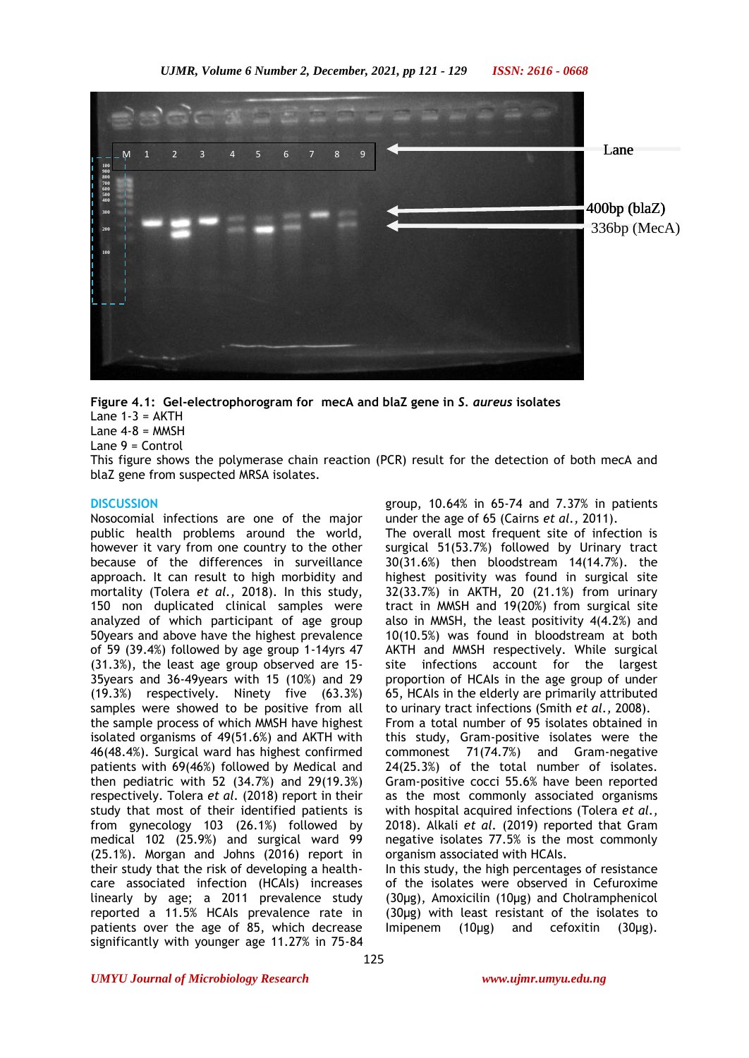**Figure 4.1: Gel-electrophorogram for mecA and blaZ gene in *S. aureus* isolates**
Lane 1-3 = AKTH
Lane 4-8 = MMSH
Lane 9 = Control
This figure shows the polymerase chain reaction (PCR) result for the detection of both mecA and blaZ gene from suspected MRSA isolates.

## DISCUSSION

Nosocomial infections are one of the major public health problems around the world, however it vary from one country to the other because of the differences in surveillance approach. It can result to high morbidity and mortality (Tolera *et al.,* 2018). In this study, 150 non duplicated clinical samples were analyzed of which participant of age group 50years and above have the highest prevalence of 59 (39.4%) followed by age group 1-14yrs 47 (31.3%), the least age group observed are 15-35years and 36-49years with 15 (10%) and 29 (19.3%) respectively. Ninety five (63.3%) samples were showed to be positive from all the sample process of which MMSH have highest isolated organisms of 49(51.6%) and AKTH with 46(48.4%). Surgical ward has highest confirmed patients with 69(46%) followed by Medical and then pediatric with 52 (34.7%) and 29(19.3%) respectively. Tolera *et al.* (2018) report in their study that most of their identified patients is from gynecology 103 (26.1%) followed by medical 102 (25.9%) and surgical ward 99 (25.1%). Morgan and Johns (2016) report in their study that the risk of developing a health-care associated infection (HCAIs) increases linearly by age; a 2011 prevalence study reported a 11.5% HCAIs prevalence rate in patients over the age of 85, which decrease significantly with younger age 11.27% in 75-84 group, 10.64% in 65-74 and 7.37% in patients under the age of 65 (Cairns *et al.,* 2011).

The overall most frequent site of infection is surgical 51(53.7%) followed by Urinary tract 30(31.6%) then bloodstream 14(14.7%). the highest positivity was found in surgical site 32(33.7%) in AKTH, 20 (21.1%) from urinary tract in MMSH and 19(20%) from surgical site also in MMSH, the least positivity 4(4.2%) and 10(10.5%) was found in bloodstream at both AKTH and MMSH respectively. While surgical site infections account for the largest proportion of HCAIs in the age group of under 65, HCAIs in the elderly are primarily attributed to urinary tract infections (Smith *et al.,* 2008).

From a total number of 95 isolates obtained in this study, Gram-positive isolates were the commonest 71(74.7%) and Gram-negative 24(25.3%) of the total number of isolates. Gram-positive cocci 55.6% have been reported as the most commonly associated organisms with hospital acquired infections (Tolera *et al.,* 2018). Alkali *et al.* (2019) reported that Gram negative isolates 77.5% is the most commonly organism associated with HCAIs.

In this study, the high percentages of resistance of the isolates were observed in Cefuroxime (30µg), Amoxicilin (10µg) and Cholramphenicol (30µg) with least resistant of the isolates to Imipenem (10µg) and cefoxitin (30µg).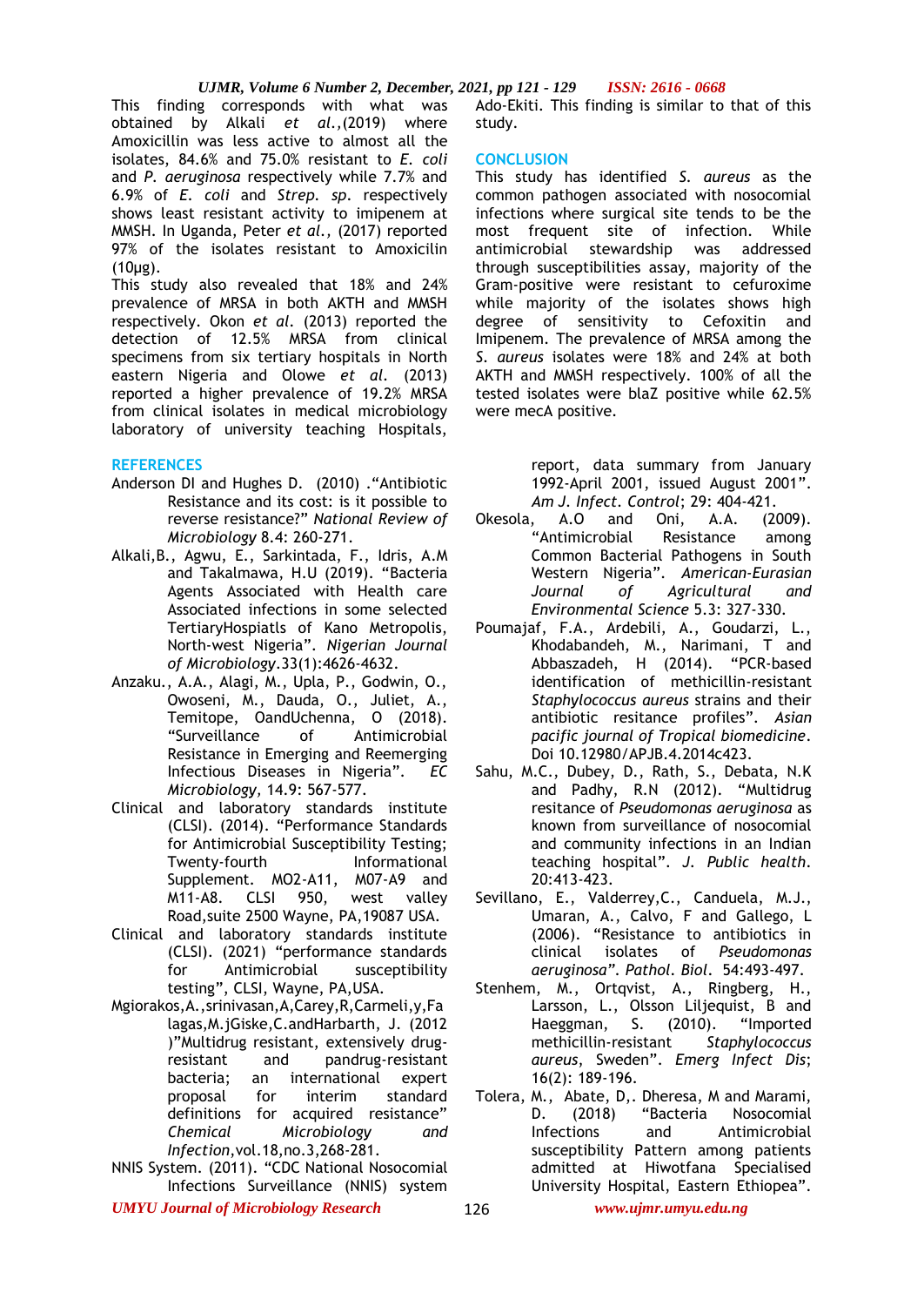This finding corresponds with what was obtained by Alkali *et al.,*(2019) where Amoxicillin was less active to almost all the isolates, 84.6% and 75.0% resistant to *E. coli* and *P. aeruginosa* respectively while 7.7% and 6.9% of *E. coli* and *Strep. sp*. respectively shows least resistant activity to imipenem at MMSH. In Uganda, Peter *et al.,* (2017) reported 97% of the isolates resistant to Amoxicilin (10µg).

This study also revealed that 18% and 24% prevalence of MRSA in both AKTH and MMSH respectively. Okon *et al.* (2013) reported the detection of 12.5% MRSA from clinical specimens from six tertiary hospitals in North eastern Nigeria and Olowe *et al.* (2013) reported a higher prevalence of 19.2% MRSA from clinical isolates in medical microbiology laboratory of university teaching Hospitals, Ado-Ekiti. This finding is similar to that of this study.

## CONCLUSION

This study has identified *S. aureus* as the common pathogen associated with nosocomial infections where surgical site tends to be the most frequent site of infection. While antimicrobial stewardship was addressed through susceptibilities assay, majority of the Gram-positive were resistant to cefuroxime while majority of the isolates shows high degree of sensitivity to Cefoxitin and Imipenem. The prevalence of MRSA among the *S. aureus* isolates were 18% and 24% at both AKTH and MMSH respectively. 100% of all the tested isolates were blaZ positive while 62.5% were mecA positive.

## REFERENCES

Anderson DI and Hughes D. (2010) ."Antibiotic Resistance and its cost: is it possible to reverse resistance?" *National Review of Microbiology* 8.4: 260-271.

Alkali,B., Agwu, E., Sarkintada, F., Idris, A.M and Takalmawa, H.U (2019). "Bacteria Agents Associated with Health care Associated infections in some selected TertiaryHospiatls of Kano Metropolis, North-west Nigeria". *Nigerian Journal of Microbiology*.33(1):4626-4632.

Anzaku., A.A., Alagi, M., Upla, P., Godwin, O., Owoseni, M., Dauda, O., Juliet, A., Temitope, OandUchenna, O (2018). "Surveillance of Antimicrobial Resistance in Emerging and Reemerging Infectious Diseases in Nigeria". *EC Microbiology,* 14.9: 567-577.

Clinical and laboratory standards institute (CLSI). (2014). "Performance Standards for Antimicrobial Susceptibility Testing; Twenty-fourth Informational Supplement. MO2-A11, M07-A9 and M11-A8. CLSI 950, west valley Road,suite 2500 Wayne, PA,19087 USA.

Clinical and laboratory standards institute (CLSI). (2021) "performance standards for Antimicrobial susceptibility testing", CLSI, Wayne, PA,USA.

Mgiorakos,A.,srinivasan,A,Carey,R,Carmeli,y,Fa lagas,M.jGiske,C.andHarbarth, J. (2012 )"Multidrug resistant, extensively drug-resistant and pandrug-resistant bacteria; an international expert proposal for interim standard definitions for acquired resistance" *Chemical Microbiology and Infection*,vol.18,no.3,268-281.

NNIS System. (2011). "CDC National Nosocomial Infections Surveillance (NNIS) system report, data summary from January 1992-April 2001, issued August 2001". *Am J. Infect. Control*; 29: 404-421.

Okesola, A.O and Oni, A.A. (2009). "Antimicrobial Resistance among Common Bacterial Pathogens in South Western Nigeria". *American-Eurasian Journal of Agricultural and Environmental Science* 5.3: 327-330.

Poumajaf, F.A., Ardebili, A., Goudarzi, L., Khodabandeh, M., Narimani, T and Abbaszadeh, H (2014). "PCR-based identification of methicillin-resistant *Staphylococcus aureus* strains and their antibiotic resitance profiles". *Asian pacific journal of Tropical biomedicine*. Doi 10.12980/APJB.4.2014c423.

Sahu, M.C., Dubey, D., Rath, S., Debata, N.K and Padhy, R.N (2012). "Multidrug resitance of *Pseudomonas aeruginosa* as known from surveillance of nosocomial and community infections in an Indian teaching hospital". *J. Public health*. 20:413-423.

Sevillano, E., Valderrey,C., Canduela, M.J., Umaran, A., Calvo, F and Gallego, L (2006). "Resistance to antibiotics in clinical isolates of *Pseudomonas aeruginosa*". *Pathol. Biol*. 54:493-497.

Stenhem, M., Ortqvist, A., Ringberg, H., Larsson, L., Olsson Liljequist, B and Haeggman, S. (2010). "Imported methicillin-resistant *Staphylococcus aureus*, Sweden". *Emerg Infect Dis*; 16(2): 189-196.

Tolera, M., Abate, D,. Dheresa, M and Marami, D. (2018) "Bacteria Nosocomial Infections and Antimicrobial susceptibility Pattern among patients admitted at Hiwotfana Specialised University Hospital, Eastern Ethiopea".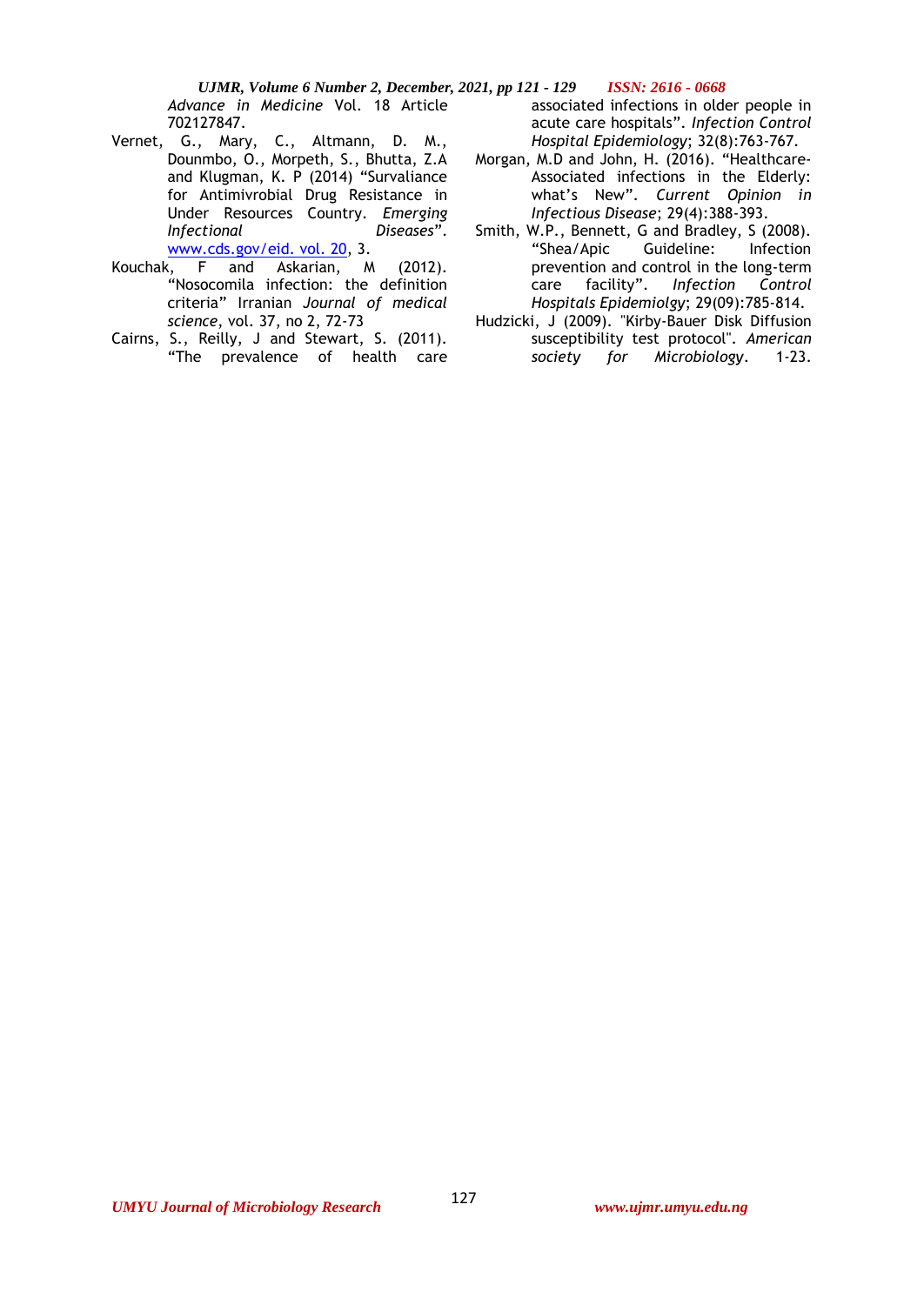*Advance in Medicine* Vol. 18 Article 702127847.

Vernet, G., Mary, C., Altmann, D. M., Dounmbo, O., Morpeth, S., Bhutta, Z.A and Klugman, K. P (2014) "Survaliance for Antimivrobial Drug Resistance in Under Resources Country. *Emerging Infectional Diseases*". www.cds.gov/eid. vol. 20, 3.

Kouchak, F and Askarian, M (2012). "Nosocomila infection: the definition criteria" Irranian *Journal of medical science*, vol. 37, no 2, 72-73

Cairns, S., Reilly, J and Stewart, S. (2011). "The prevalence of health care associated infections in older people in acute care hospitals". *Infection Control Hospital Epidemiology*; 32(8):763-767.

Morgan, M.D and John, H. (2016). "Healthcare-Associated infections in the Elderly: what's New". *Current Opinion in Infectious Disease*; 29(4):388-393.

Smith, W.P., Bennett, G and Bradley, S (2008). "Shea/Apic Guideline: Infection prevention and control in the long-term care facility". *Infection Control Hospitals Epidemiolgy*; 29(09):785-814.

Hudzicki, J (2009). "Kirby-Bauer Disk Diffusion susceptibility test protocol". *American society for Microbiology*. 1-23.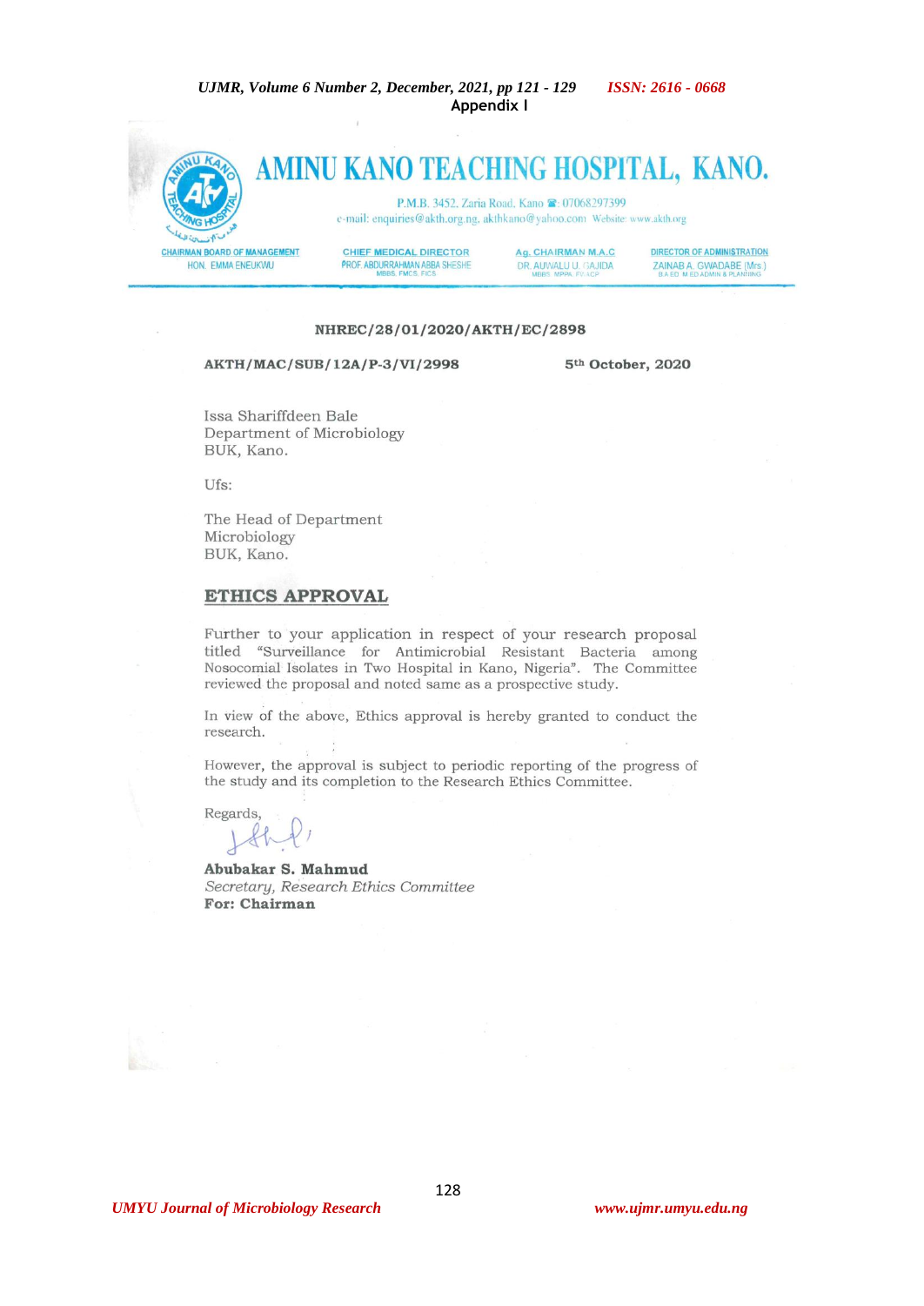## Appendix I

# AMINU KANO TEACHING HOSPITAL, KANO.

P.M.B. 3452, Zaria Road, Kano ☎: 07068297399
e-mail: enquiries@akth.org.ng, akthkano@yahoo.com Website: www.akth.org

| CHAIRMAN BOARD OF MANAGEMENT | CHIEF MEDICAL DIRECTOR | Ag. CHAIRMAN M.A.C | DIRECTOR OF ADMINISTRATION |
| --- | --- | --- | --- |
| HON. EMMA ENEUKWU | PROF. ABDURRAHMAN ABBA SHESHE MBBS, FMCS, FICS | DR. AUWALU U. GAJIDA MBBS, MPPA, FWACP | ZAINAB A. GWADABE (Mrs.) B.A.ED, M.ED ADMIN & PLANNING |

NHREC/28/01/2020/AKTH/EC/2898

AKTH/MAC/SUB/12A/P-3/VI/2998

5th October, 2020

Issa Shariffdeen Bale
Department of Microbiology
BUK, Kano.

Ufs:

The Head of Department
Microbiology
BUK, Kano.

**ETHICS APPROVAL**

Further to your application in respect of your research proposal titled "Surveillance for Antimicrobial Resistant Bacteria among Nosocomial Isolates in Two Hospital in Kano, Nigeria". The Committee reviewed the proposal and noted same as a prospective study.

In view of the above, Ethics approval is hereby granted to conduct the research.

However, the approval is subject to periodic reporting of the progress of the study and its completion to the Research Ethics Committee.

Regards,

**Abubakar S. Mahmud**
*Secretary, Research Ethics Committee*
**For: Chairman**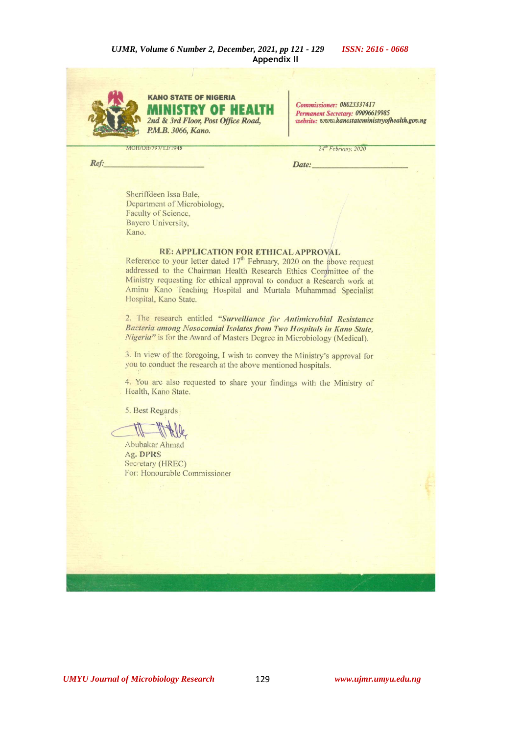## Appendix II

**KANO STATE OF NIGERIA**

**MINISTRY OF HEALTH**

*2nd & 3rd Floor, Post Office Road,*
*P.M.B. 3066, Kano.*

*Commissioner: 08023337417*
*Permanent Secretary: 09096619985*
*website: www.kanostateministryofhealth.gov.ng*

Ref: MOH/Off/797/T.I/1948

Date: 24th February, 2020

Sheriffdeen Issa Bale,
Department of Microbiology,
Faculty of Science,
Bayero University,
Kano.

**RE: APPLICATION FOR ETHICAL APPROVAL**

Reference to your letter dated 17th February, 2020 on the above request addressed to the Chairman Health Research Ethics Committee of the Ministry requesting for ethical approval to conduct a Research work at Aminu Kano Teaching Hospital and Murtala Muhammad Specialist Hospital, Kano State.

2. The research entitled ***"Surveillance for Antimicrobial Resistance Bacteria among Nosocomial Isolates from Two Hospitals in Kano State, Nigeria"*** is for the Award of Masters Degree in Microbiology (Medical).

3. In view of the foregoing, I wish to convey the Ministry's approval for you to conduct the research at the above mentioned hospitals.

4. You are also requested to share your findings with the Ministry of Health, Kano State.

5. Best Regards

Abubakar Ahmad
Ag. DPRS
Secretary (HREC)
For: Honourable Commissioner